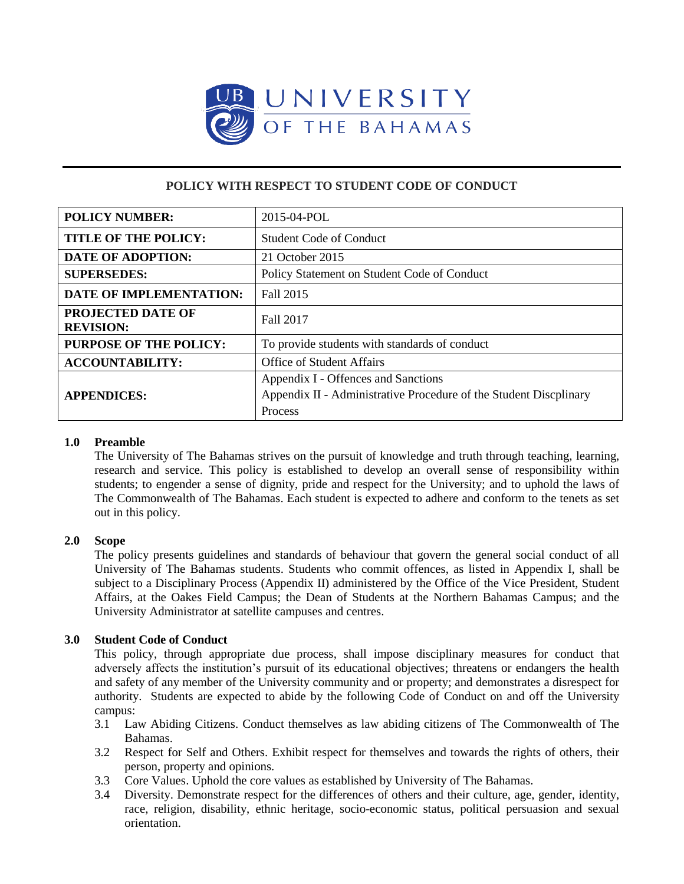# UNIVERSITY OF THE BAHAMAS

## POLICY WITH RESPECT TO STUDENT CODE OF CONDUCT

| | |
|---|---|
| **POLICY NUMBER:** | 2015-04-POL |
| **TITLE OF THE POLICY:** | Student Code of Conduct |
| **DATE OF ADOPTION:** | 21 October 2015 |
| **SUPERSEDES:** | Policy Statement on Student Code of Conduct |
| **DATE OF IMPLEMENTATION:** | Fall 2015 |
| **PROJECTED DATE OF REVISION:** | Fall 2017 |
| **PURPOSE OF THE POLICY:** | To provide students with standards of conduct |
| **ACCOUNTABILITY:** | Office of Student Affairs |
| **APPENDICES:** | Appendix I - Offences and Sanctions<br>Appendix II - Administrative Procedure of the Student Discplinary Process |

### 1.0 Preamble

The University of The Bahamas strives on the pursuit of knowledge and truth through teaching, learning, research and service. This policy is established to develop an overall sense of responsibility within students; to engender a sense of dignity, pride and respect for the University; and to uphold the laws of The Commonwealth of The Bahamas. Each student is expected to adhere and conform to the tenets as set out in this policy.

### 2.0 Scope

The policy presents guidelines and standards of behaviour that govern the general social conduct of all University of The Bahamas students. Students who commit offences, as listed in Appendix I, shall be subject to a Disciplinary Process (Appendix II) administered by the Office of the Vice President, Student Affairs, at the Oakes Field Campus; the Dean of Students at the Northern Bahamas Campus; and the University Administrator at satellite campuses and centres.

### 3.0 Student Code of Conduct

This policy, through appropriate due process, shall impose disciplinary measures for conduct that adversely affects the institution's pursuit of its educational objectives; threatens or endangers the health and safety of any member of the University community and or property; and demonstrates a disrespect for authority. Students are expected to abide by the following Code of Conduct on and off the University campus:

3.1 Law Abiding Citizens. Conduct themselves as law abiding citizens of The Commonwealth of The Bahamas.

3.2 Respect for Self and Others. Exhibit respect for themselves and towards the rights of others, their person, property and opinions.

3.3 Core Values. Uphold the core values as established by University of The Bahamas.

3.4 Diversity. Demonstrate respect for the differences of others and their culture, age, gender, identity, race, religion, disability, ethnic heritage, socio-economic status, political persuasion and sexual orientation.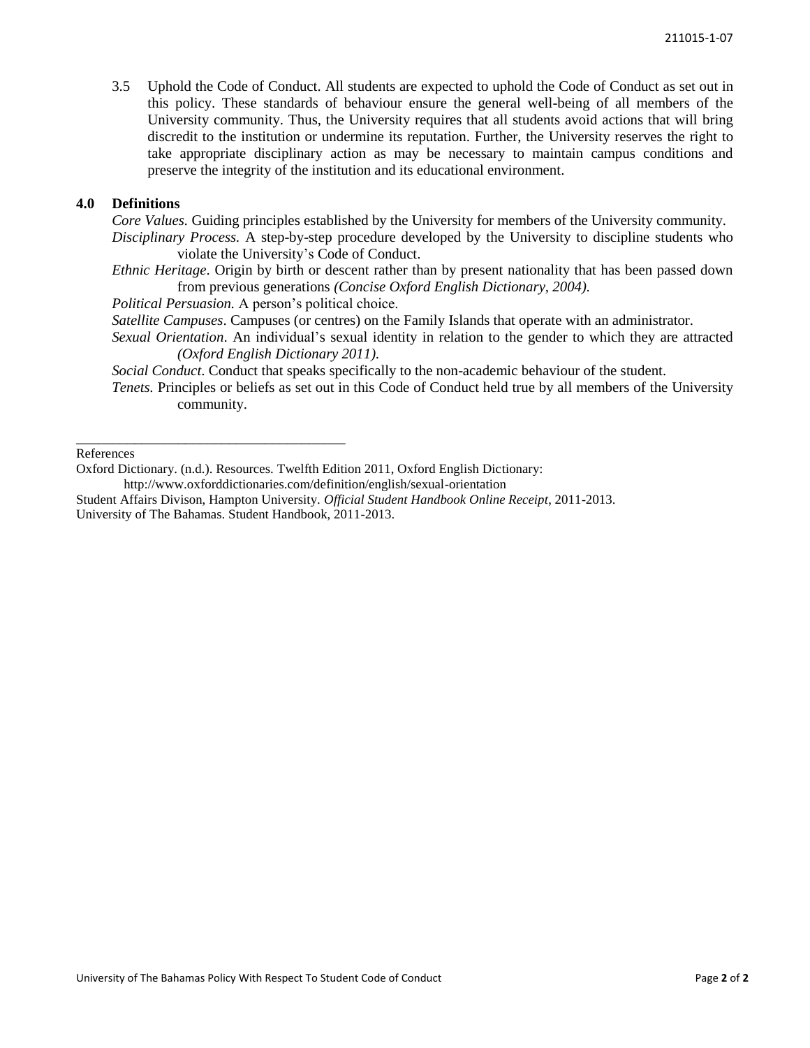3.5 Uphold the Code of Conduct. All students are expected to uphold the Code of Conduct as set out in this policy. These standards of behaviour ensure the general well-being of all members of the University community. Thus, the University requires that all students avoid actions that will bring discredit to the institution or undermine its reputation. Further, the University reserves the right to take appropriate disciplinary action as may be necessary to maintain campus conditions and preserve the integrity of the institution and its educational environment.

## 4.0 Definitions

*Core Values.* Guiding principles established by the University for members of the University community.

*Disciplinary Process.* A step-by-step procedure developed by the University to discipline students who violate the University's Code of Conduct.

*Ethnic Heritage*. Origin by birth or descent rather than by present nationality that has been passed down from previous generations *(Concise Oxford English Dictionary, 2004).*

*Political Persuasion.* A person's political choice.

*Satellite Campuses*. Campuses (or centres) on the Family Islands that operate with an administrator.

*Sexual Orientation*. An individual's sexual identity in relation to the gender to which they are attracted *(Oxford English Dictionary 2011).*

*Social Conduct*. Conduct that speaks specifically to the non-academic behaviour of the student.

*Tenets.* Principles or beliefs as set out in this Code of Conduct held true by all members of the University community.

---

References

Oxford Dictionary. (n.d.). Resources. Twelfth Edition 2011, Oxford English Dictionary: http://www.oxforddictionaries.com/definition/english/sexual-orientation

Student Affairs Divison, Hampton University. *Official Student Handbook Online Receipt*, 2011-2013.

University of The Bahamas. Student Handbook, 2011-2013.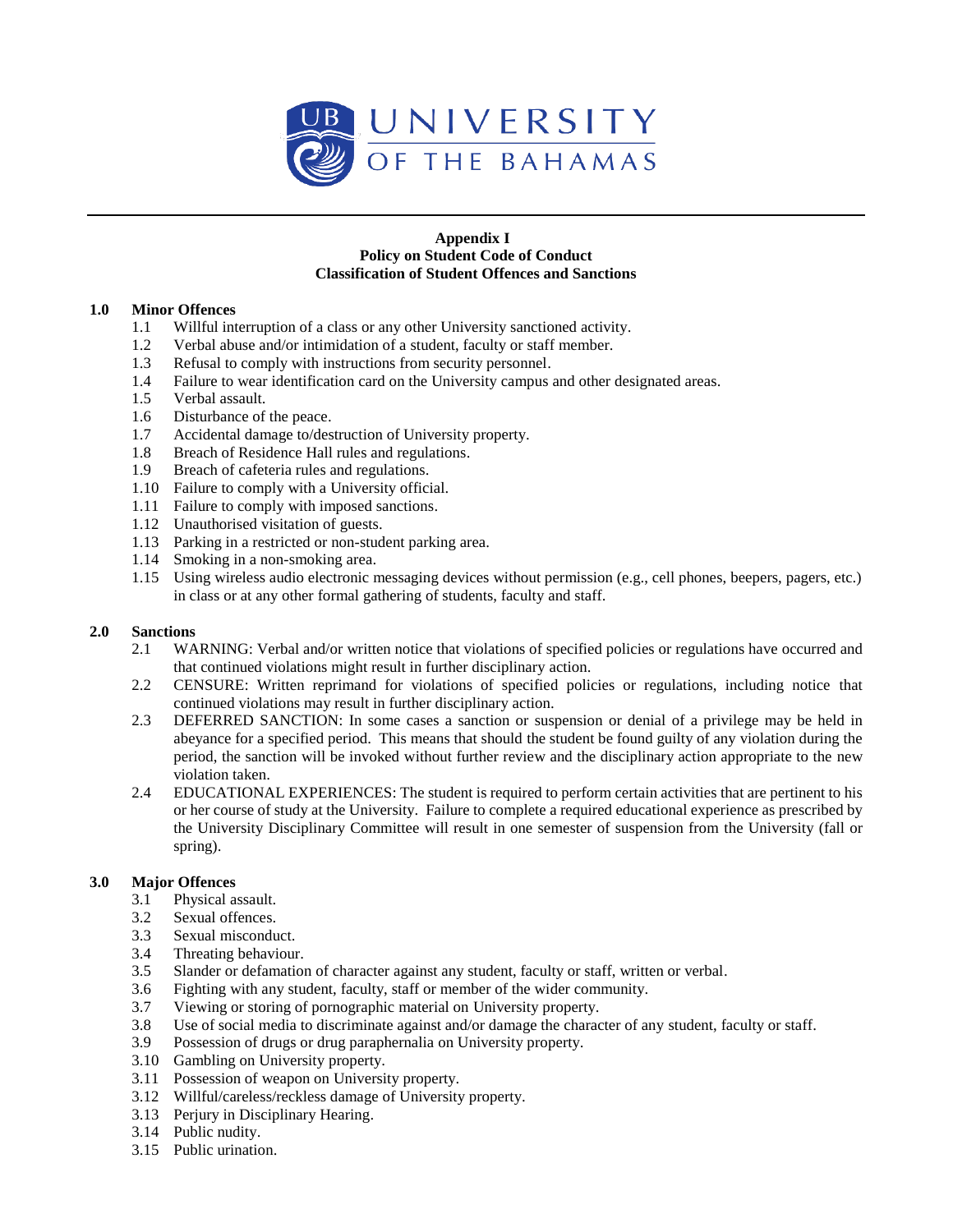UNIVERSITY OF THE BAHAMAS

**Appendix I**
**Policy on Student Code of Conduct**
**Classification of Student Offences and Sanctions**

## 1.0 Minor Offences

1.1 Willful interruption of a class or any other University sanctioned activity.
1.2 Verbal abuse and/or intimidation of a student, faculty or staff member.
1.3 Refusal to comply with instructions from security personnel.
1.4 Failure to wear identification card on the University campus and other designated areas.
1.5 Verbal assault.
1.6 Disturbance of the peace.
1.7 Accidental damage to/destruction of University property.
1.8 Breach of Residence Hall rules and regulations.
1.9 Breach of cafeteria rules and regulations.
1.10 Failure to comply with a University official.
1.11 Failure to comply with imposed sanctions.
1.12 Unauthorised visitation of guests.
1.13 Parking in a restricted or non-student parking area.
1.14 Smoking in a non-smoking area.
1.15 Using wireless audio electronic messaging devices without permission (e.g., cell phones, beepers, pagers, etc.) in class or at any other formal gathering of students, faculty and staff.

## 2.0 Sanctions

2.1 WARNING: Verbal and/or written notice that violations of specified policies or regulations have occurred and that continued violations might result in further disciplinary action.
2.2 CENSURE: Written reprimand for violations of specified policies or regulations, including notice that continued violations may result in further disciplinary action.
2.3 DEFERRED SANCTION: In some cases a sanction or suspension or denial of a privilege may be held in abeyance for a specified period. This means that should the student be found guilty of any violation during the period, the sanction will be invoked without further review and the disciplinary action appropriate to the new violation taken.
2.4 EDUCATIONAL EXPERIENCES: The student is required to perform certain activities that are pertinent to his or her course of study at the University. Failure to complete a required educational experience as prescribed by the University Disciplinary Committee will result in one semester of suspension from the University (fall or spring).

## 3.0 Major Offences

3.1 Physical assault.
3.2 Sexual offences.
3.3 Sexual misconduct.
3.4 Threating behaviour.
3.5 Slander or defamation of character against any student, faculty or staff, written or verbal.
3.6 Fighting with any student, faculty, staff or member of the wider community.
3.7 Viewing or storing of pornographic material on University property.
3.8 Use of social media to discriminate against and/or damage the character of any student, faculty or staff.
3.9 Possession of drugs or drug paraphernalia on University property.
3.10 Gambling on University property.
3.11 Possession of weapon on University property.
3.12 Willful/careless/reckless damage of University property.
3.13 Perjury in Disciplinary Hearing.
3.14 Public nudity.
3.15 Public urination.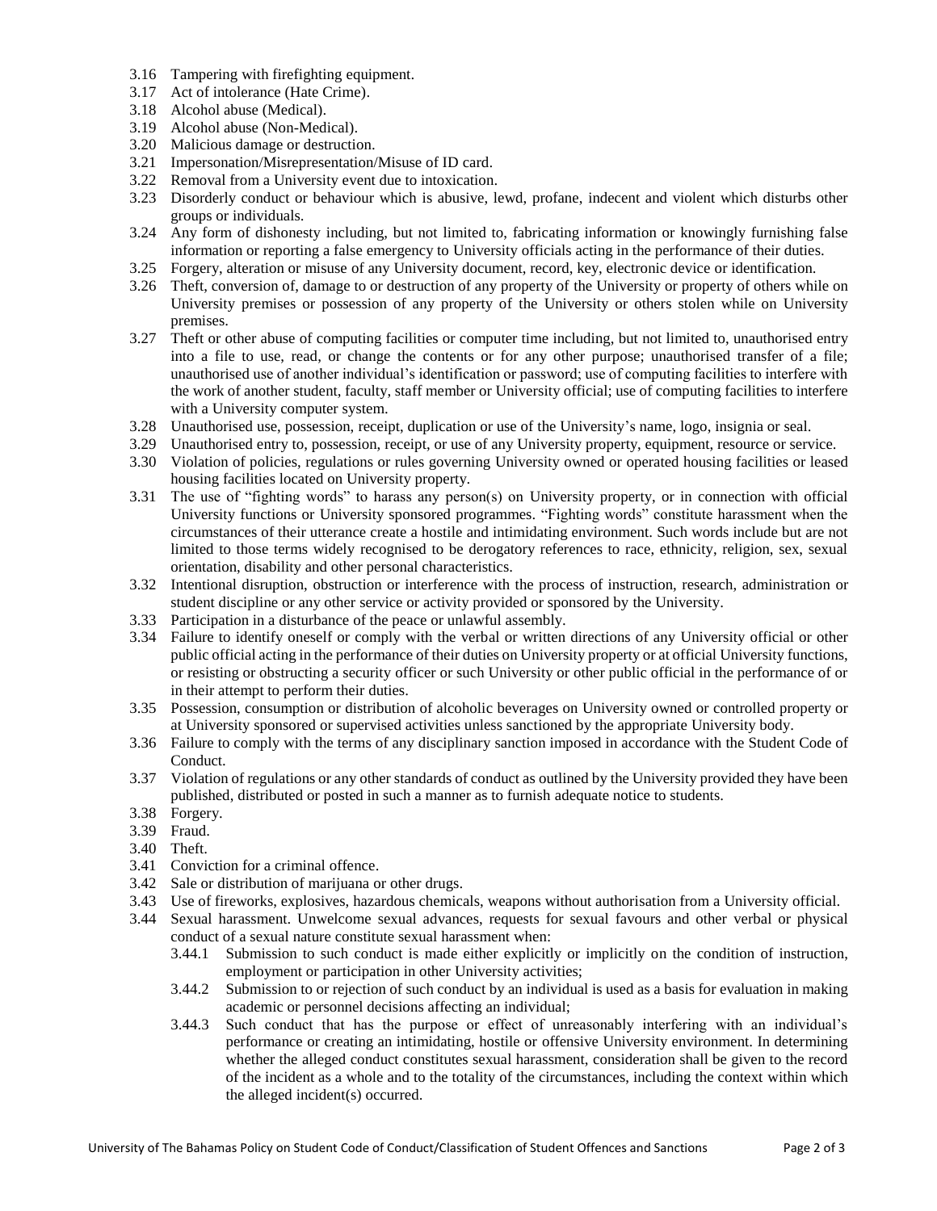3.16 Tampering with firefighting equipment.
3.17 Act of intolerance (Hate Crime).
3.18 Alcohol abuse (Medical).
3.19 Alcohol abuse (Non-Medical).
3.20 Malicious damage or destruction.
3.21 Impersonation/Misrepresentation/Misuse of ID card.
3.22 Removal from a University event due to intoxication.
3.23 Disorderly conduct or behaviour which is abusive, lewd, profane, indecent and violent which disturbs other groups or individuals.
3.24 Any form of dishonesty including, but not limited to, fabricating information or knowingly furnishing false information or reporting a false emergency to University officials acting in the performance of their duties.
3.25 Forgery, alteration or misuse of any University document, record, key, electronic device or identification.
3.26 Theft, conversion of, damage to or destruction of any property of the University or property of others while on University premises or possession of any property of the University or others stolen while on University premises.
3.27 Theft or other abuse of computing facilities or computer time including, but not limited to, unauthorised entry into a file to use, read, or change the contents or for any other purpose; unauthorised transfer of a file; unauthorised use of another individual's identification or password; use of computing facilities to interfere with the work of another student, faculty, staff member or University official; use of computing facilities to interfere with a University computer system.
3.28 Unauthorised use, possession, receipt, duplication or use of the University's name, logo, insignia or seal.
3.29 Unauthorised entry to, possession, receipt, or use of any University property, equipment, resource or service.
3.30 Violation of policies, regulations or rules governing University owned or operated housing facilities or leased housing facilities located on University property.
3.31 The use of "fighting words" to harass any person(s) on University property, or in connection with official University functions or University sponsored programmes. "Fighting words" constitute harassment when the circumstances of their utterance create a hostile and intimidating environment. Such words include but are not limited to those terms widely recognised to be derogatory references to race, ethnicity, religion, sex, sexual orientation, disability and other personal characteristics.
3.32 Intentional disruption, obstruction or interference with the process of instruction, research, administration or student discipline or any other service or activity provided or sponsored by the University.
3.33 Participation in a disturbance of the peace or unlawful assembly.
3.34 Failure to identify oneself or comply with the verbal or written directions of any University official or other public official acting in the performance of their duties on University property or at official University functions, or resisting or obstructing a security officer or such University or other public official in the performance of or in their attempt to perform their duties.
3.35 Possession, consumption or distribution of alcoholic beverages on University owned or controlled property or at University sponsored or supervised activities unless sanctioned by the appropriate University body.
3.36 Failure to comply with the terms of any disciplinary sanction imposed in accordance with the Student Code of Conduct.
3.37 Violation of regulations or any other standards of conduct as outlined by the University provided they have been published, distributed or posted in such a manner as to furnish adequate notice to students.
3.38 Forgery.
3.39 Fraud.
3.40 Theft.
3.41 Conviction for a criminal offence.
3.42 Sale or distribution of marijuana or other drugs.
3.43 Use of fireworks, explosives, hazardous chemicals, weapons without authorisation from a University official.
3.44 Sexual harassment. Unwelcome sexual advances, requests for sexual favours and other verbal or physical conduct of a sexual nature constitute sexual harassment when:
    3.44.1 Submission to such conduct is made either explicitly or implicitly on the condition of instruction, employment or participation in other University activities;
    3.44.2 Submission to or rejection of such conduct by an individual is used as a basis for evaluation in making academic or personnel decisions affecting an individual;
    3.44.3 Such conduct that has the purpose or effect of unreasonably interfering with an individual's performance or creating an intimidating, hostile or offensive University environment. In determining whether the alleged conduct constitutes sexual harassment, consideration shall be given to the record of the incident as a whole and to the totality of the circumstances, including the context within which the alleged incident(s) occurred.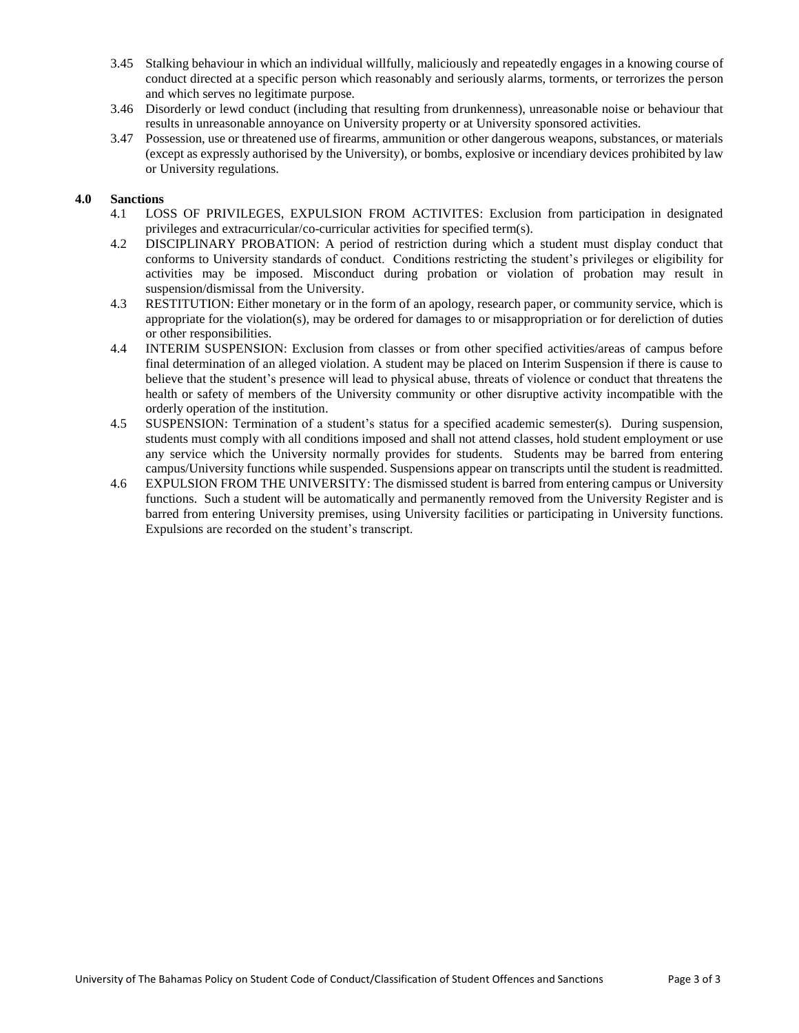3.45 Stalking behaviour in which an individual willfully, maliciously and repeatedly engages in a knowing course of conduct directed at a specific person which reasonably and seriously alarms, torments, or terrorizes the person and which serves no legitimate purpose.

3.46 Disorderly or lewd conduct (including that resulting from drunkenness), unreasonable noise or behaviour that results in unreasonable annoyance on University property or at University sponsored activities.

3.47 Possession, use or threatened use of firearms, ammunition or other dangerous weapons, substances, or materials (except as expressly authorised by the University), or bombs, explosive or incendiary devices prohibited by law or University regulations.

## 4.0 Sanctions

4.1 LOSS OF PRIVILEGES, EXPULSION FROM ACTIVITES: Exclusion from participation in designated privileges and extracurricular/co-curricular activities for specified term(s).

4.2 DISCIPLINARY PROBATION: A period of restriction during which a student must display conduct that conforms to University standards of conduct. Conditions restricting the student's privileges or eligibility for activities may be imposed. Misconduct during probation or violation of probation may result in suspension/dismissal from the University.

4.3 RESTITUTION: Either monetary or in the form of an apology, research paper, or community service, which is appropriate for the violation(s), may be ordered for damages to or misappropriation or for dereliction of duties or other responsibilities.

4.4 INTERIM SUSPENSION: Exclusion from classes or from other specified activities/areas of campus before final determination of an alleged violation. A student may be placed on Interim Suspension if there is cause to believe that the student's presence will lead to physical abuse, threats of violence or conduct that threatens the health or safety of members of the University community or other disruptive activity incompatible with the orderly operation of the institution.

4.5 SUSPENSION: Termination of a student's status for a specified academic semester(s). During suspension, students must comply with all conditions imposed and shall not attend classes, hold student employment or use any service which the University normally provides for students. Students may be barred from entering campus/University functions while suspended. Suspensions appear on transcripts until the student is readmitted.

4.6 EXPULSION FROM THE UNIVERSITY: The dismissed student is barred from entering campus or University functions. Such a student will be automatically and permanently removed from the University Register and is barred from entering University premises, using University facilities or participating in University functions. Expulsions are recorded on the student's transcript.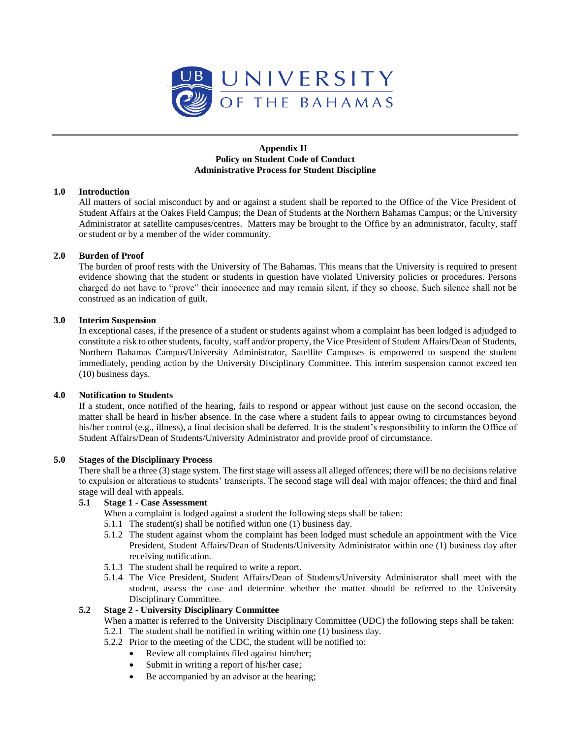UNIVERSITY OF THE BAHAMAS

**Appendix II**
**Policy on Student Code of Conduct**
**Administrative Process for Student Discipline**

## 1.0 Introduction

All matters of social misconduct by and or against a student shall be reported to the Office of the Vice President of Student Affairs at the Oakes Field Campus; the Dean of Students at the Northern Bahamas Campus; or the University Administrator at satellite campuses/centres. Matters may be brought to the Office by an administrator, faculty, staff or student or by a member of the wider community.

## 2.0 Burden of Proof

The burden of proof rests with the University of The Bahamas. This means that the University is required to present evidence showing that the student or students in question have violated University policies or procedures. Persons charged do not have to "prove" their innocence and may remain silent, if they so choose. Such silence shall not be construed as an indication of guilt.

## 3.0 Interim Suspension

In exceptional cases, if the presence of a student or students against whom a complaint has been lodged is adjudged to constitute a risk to other students, faculty, staff and/or property, the Vice President of Student Affairs/Dean of Students, Northern Bahamas Campus/University Administrator, Satellite Campuses is empowered to suspend the student immediately, pending action by the University Disciplinary Committee. This interim suspension cannot exceed ten (10) business days.

## 4.0 Notification to Students

If a student, once notified of the hearing, fails to respond or appear without just cause on the second occasion, the matter shall be heard in his/her absence. In the case where a student fails to appear owing to circumstances beyond his/her control (e.g., illness), a final decision shall be deferred. It is the student's responsibility to inform the Office of Student Affairs/Dean of Students/University Administrator and provide proof of circumstance.

## 5.0 Stages of the Disciplinary Process

There shall be a three (3) stage system. The first stage will assess all alleged offences; there will be no decisions relative to expulsion or alterations to students' transcripts. The second stage will deal with major offences; the third and final stage will deal with appeals.

### 5.1 Stage 1 - Case Assessment

When a complaint is lodged against a student the following steps shall be taken:

5.1.1 The student(s) shall be notified within one (1) business day.

5.1.2 The student against whom the complaint has been lodged must schedule an appointment with the Vice President, Student Affairs/Dean of Students/University Administrator within one (1) business day after receiving notification.

5.1.3 The student shall be required to write a report.

5.1.4 The Vice President, Student Affairs/Dean of Students/University Administrator shall meet with the student, assess the case and determine whether the matter should be referred to the University Disciplinary Committee.

### 5.2 Stage 2 - University Disciplinary Committee

When a matter is referred to the University Disciplinary Committee (UDC) the following steps shall be taken:

5.2.1 The student shall be notified in writing within one (1) business day.

5.2.2 Prior to the meeting of the UDC, the student will be notified to:

- Review all complaints filed against him/her;
- Submit in writing a report of his/her case;
- Be accompanied by an advisor at the hearing;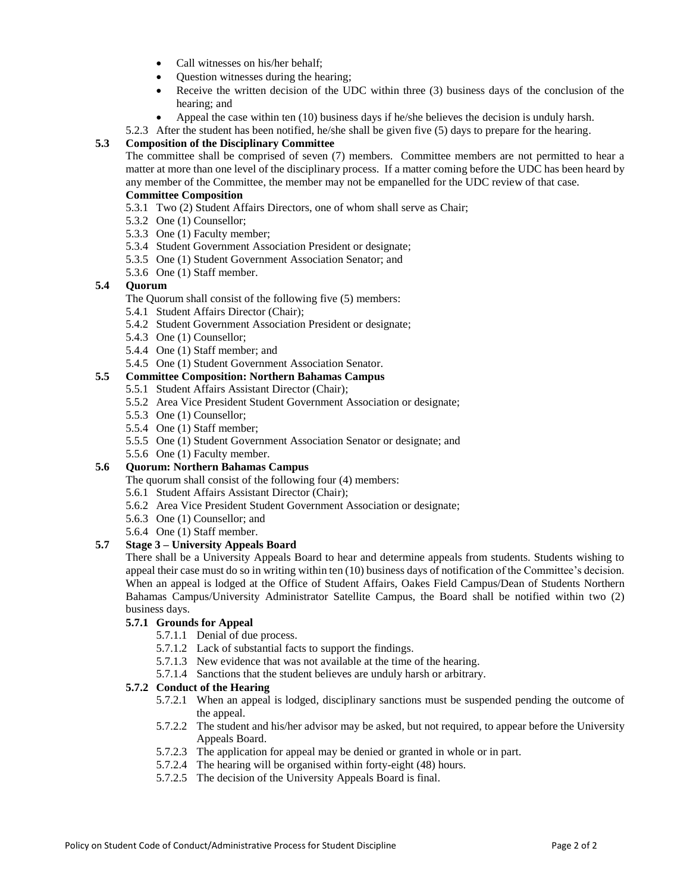- Call witnesses on his/her behalf;
- Question witnesses during the hearing;
- Receive the written decision of the UDC within three (3) business days of the conclusion of the hearing; and
- Appeal the case within ten (10) business days if he/she believes the decision is unduly harsh.

5.2.3 After the student has been notified, he/she shall be given five (5) days to prepare for the hearing.

### 5.3 Composition of the Disciplinary Committee

The committee shall be comprised of seven (7) members. Committee members are not permitted to hear a matter at more than one level of the disciplinary process. If a matter coming before the UDC has been heard by any member of the Committee, the member may not be empanelled for the UDC review of that case.

**Committee Composition**

5.3.1 Two (2) Student Affairs Directors, one of whom shall serve as Chair;
5.3.2 One (1) Counsellor;
5.3.3 One (1) Faculty member;
5.3.4 Student Government Association President or designate;
5.3.5 One (1) Student Government Association Senator; and
5.3.6 One (1) Staff member.

### 5.4 Quorum

The Quorum shall consist of the following five (5) members:

5.4.1 Student Affairs Director (Chair);
5.4.2 Student Government Association President or designate;
5.4.3 One (1) Counsellor;
5.4.4 One (1) Staff member; and
5.4.5 One (1) Student Government Association Senator.

### 5.5 Committee Composition: Northern Bahamas Campus

5.5.1 Student Affairs Assistant Director (Chair);
5.5.2 Area Vice President Student Government Association or designate;
5.5.3 One (1) Counsellor;
5.5.4 One (1) Staff member;
5.5.5 One (1) Student Government Association Senator or designate; and
5.5.6 One (1) Faculty member.

### 5.6 Quorum: Northern Bahamas Campus

The quorum shall consist of the following four (4) members:

5.6.1 Student Affairs Assistant Director (Chair);
5.6.2 Area Vice President Student Government Association or designate;
5.6.3 One (1) Counsellor; and
5.6.4 One (1) Staff member.

### 5.7 Stage 3 – University Appeals Board

There shall be a University Appeals Board to hear and determine appeals from students. Students wishing to appeal their case must do so in writing within ten (10) business days of notification of the Committee's decision. When an appeal is lodged at the Office of Student Affairs, Oakes Field Campus/Dean of Students Northern Bahamas Campus/University Administrator Satellite Campus, the Board shall be notified within two (2) business days.

#### 5.7.1 Grounds for Appeal

5.7.1.1 Denial of due process.
5.7.1.2 Lack of substantial facts to support the findings.
5.7.1.3 New evidence that was not available at the time of the hearing.
5.7.1.4 Sanctions that the student believes are unduly harsh or arbitrary.

#### 5.7.2 Conduct of the Hearing

5.7.2.1 When an appeal is lodged, disciplinary sanctions must be suspended pending the outcome of the appeal.
5.7.2.2 The student and his/her advisor may be asked, but not required, to appear before the University Appeals Board.
5.7.2.3 The application for appeal may be denied or granted in whole or in part.
5.7.2.4 The hearing will be organised within forty-eight (48) hours.
5.7.2.5 The decision of the University Appeals Board is final.